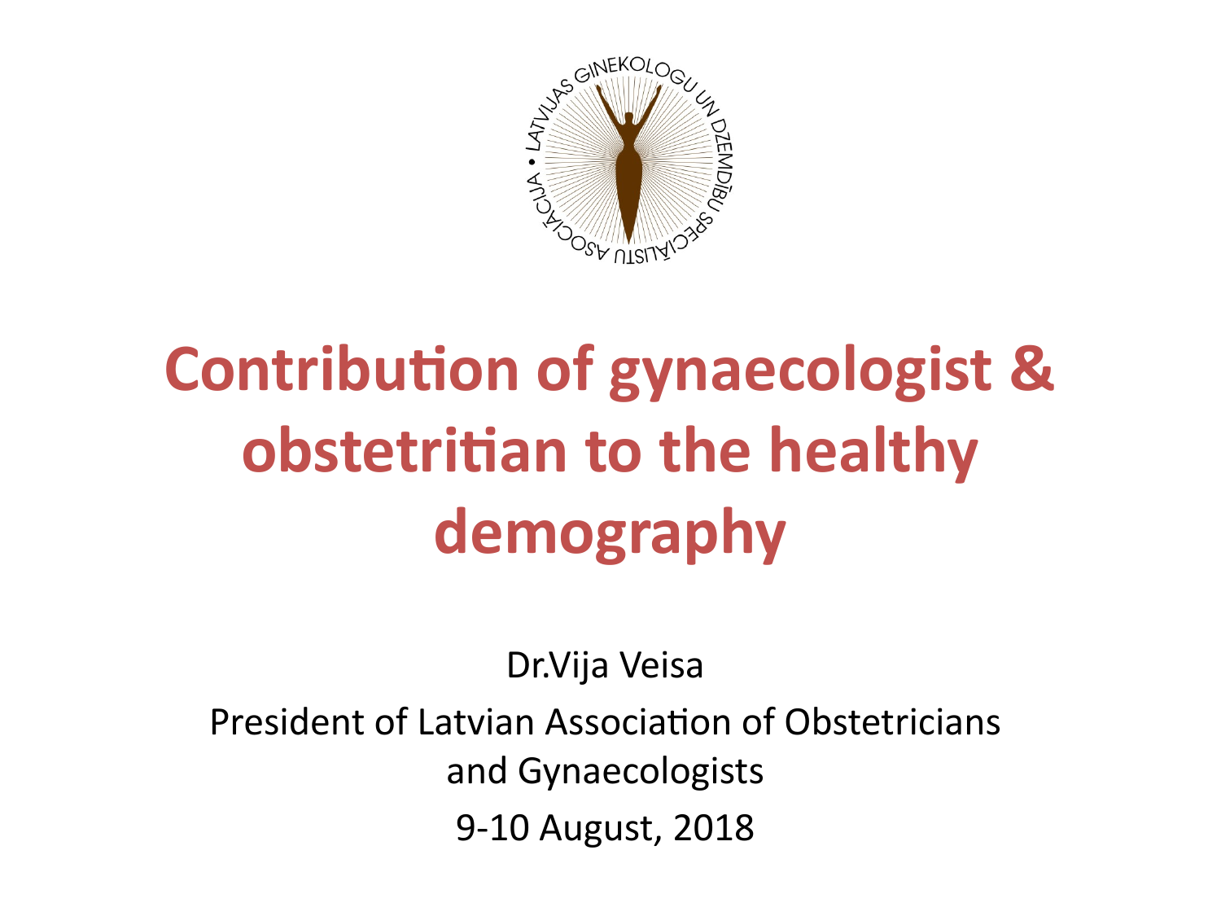LATVIJAS GINEKOLOGU UN DZEMDĪBU SPECIĀLISTU ASOCIĀCIJA

# Contribution of gynaecologist & obstetritian to the healthy demography

Dr.Vija Veisa

President of Latvian Association of Obstetricians and Gynaecologists

9-10 August, 2018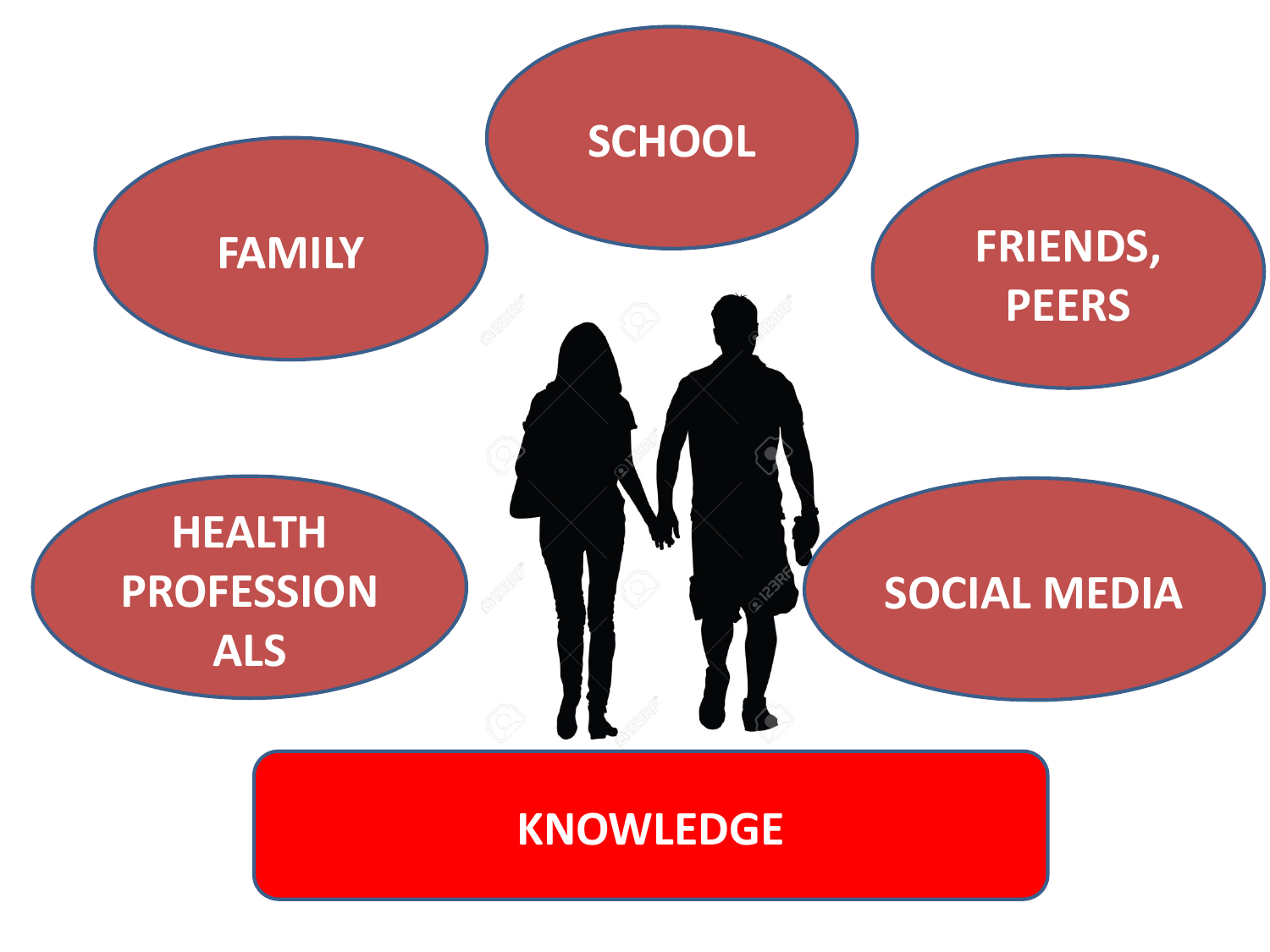SCHOOL

FAMILY

FRIENDS, PEERS

HEALTH PROFESSIONALS

SOCIAL MEDIA

KNOWLEDGE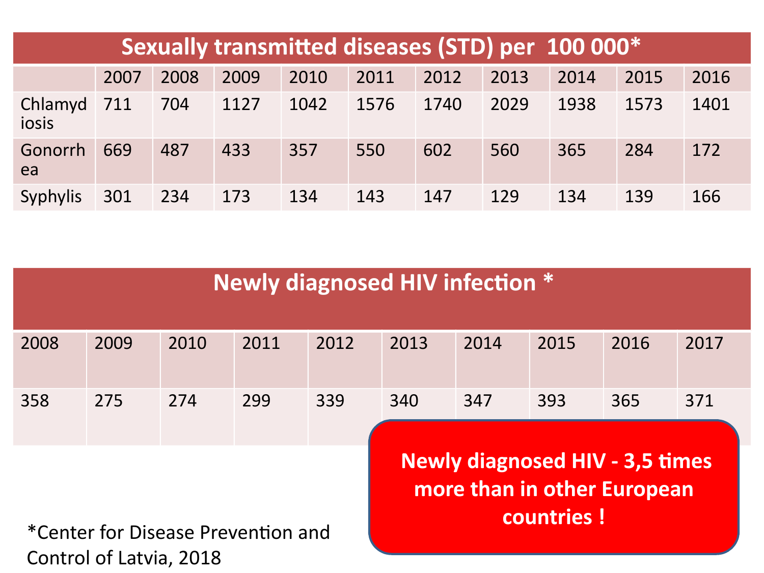## Sexually transmitted diseases (STD) per 100 000*

| | 2007 | 2008 | 2009 | 2010 | 2011 | 2012 | 2013 | 2014 | 2015 | 2016 |
|---|---|---|---|---|---|---|---|---|---|---|
| Chlamydiosis | 711 | 704 | 1127 | 1042 | 1576 | 1740 | 2029 | 1938 | 1573 | 1401 |
| Gonorrhea | 669 | 487 | 433 | 357 | 550 | 602 | 560 | 365 | 284 | 172 |
| Syphylis | 301 | 234 | 173 | 134 | 143 | 147 | 129 | 134 | 139 | 166 |

## Newly diagnosed HIV infection *

| 2008 | 2009 | 2010 | 2011 | 2012 | 2013 | 2014 | 2015 | 2016 | 2017 |
|---|---|---|---|---|---|---|---|---|---|
| 358 | 275 | 274 | 299 | 339 | 340 | 347 | 393 | 365 | 371 |

**Newly diagnosed HIV - 3,5 times more than in other European countries !**

*Center for Disease Prevention and Control of Latvia, 2018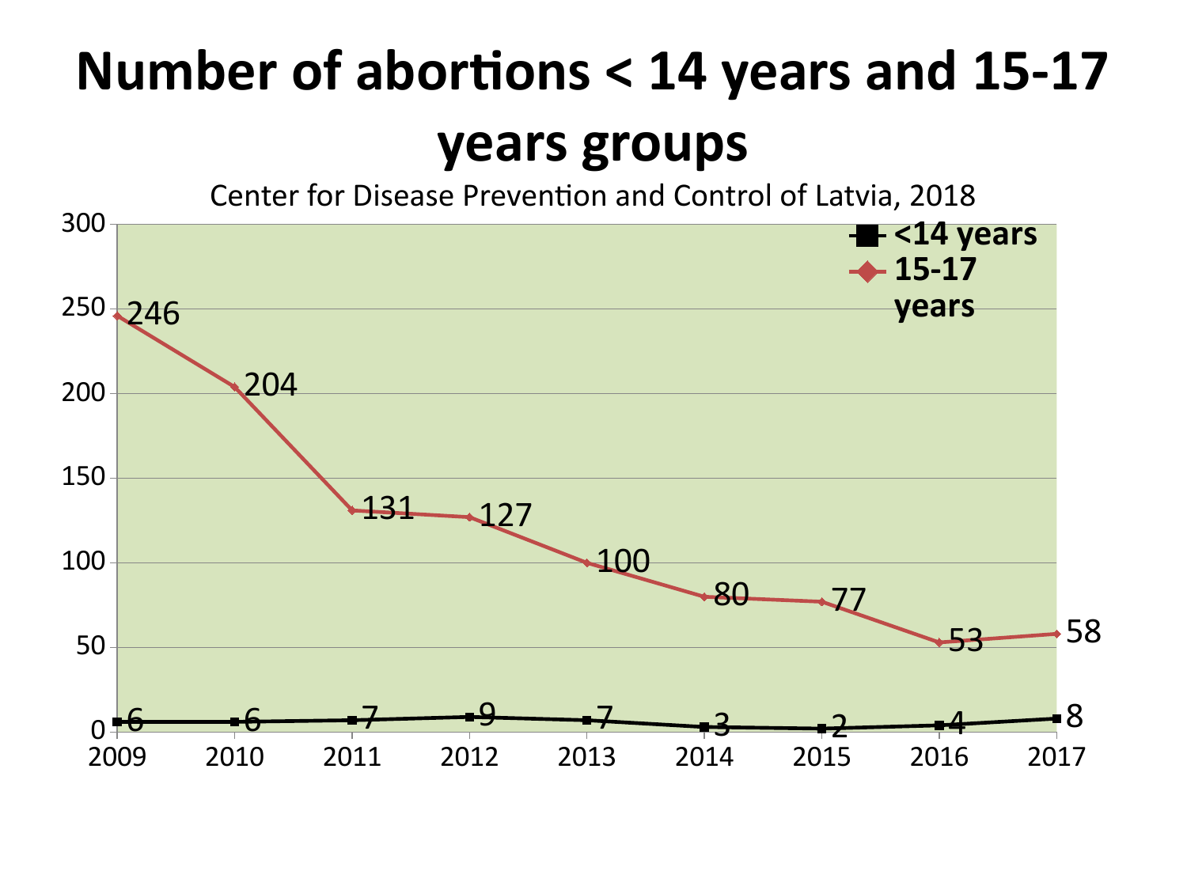# Number of abortions < 14 years and 15-17 years groups

Center for Disease Prevention and Control of Latvia, 2018

| Year | <14 years | 15-17 years |
|---|---|---|
| 2009 | 6 | 246 |
| 2010 | 6 | 204 |
| 2011 | 7 | 131 |
| 2012 | 9 | 127 |
| 2013 | 7 | 100 |
| 2014 | 3 | 80 |
| 2015 | 2 | 77 |
| 2016 | 4 | 53 |
| 2017 | 8 | 58 |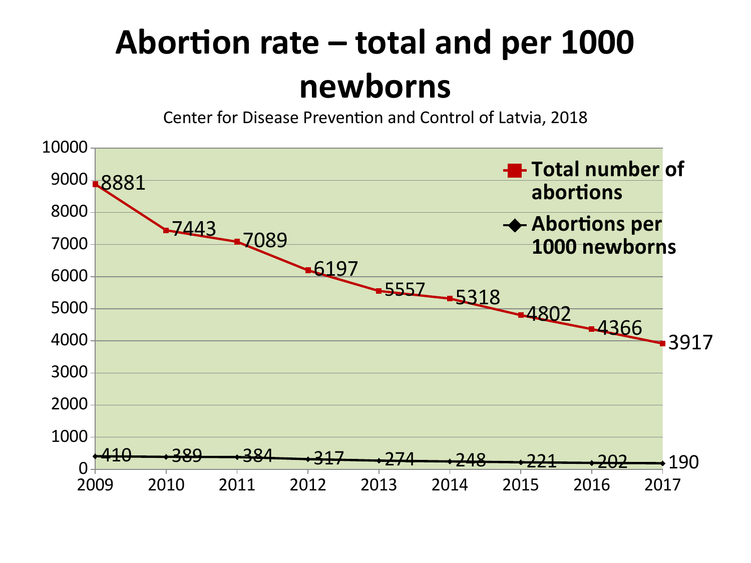# Abortion rate – total and per 1000 newborns

Center for Disease Prevention and Control of Latvia, 2018

| Year | Total number of abortions | Abortions per 1000 newborns |
| --- | --- | --- |
| 2009 | 8881 | 410 |
| 2010 | 7443 | 389 |
| 2011 | 7089 | 384 |
| 2012 | 6197 | 317 |
| 2013 | 5557 | 274 |
| 2014 | 5318 | 248 |
| 2015 | 4802 | 221 |
| 2016 | 4366 | 202 |
| 2017 | 3917 | 190 |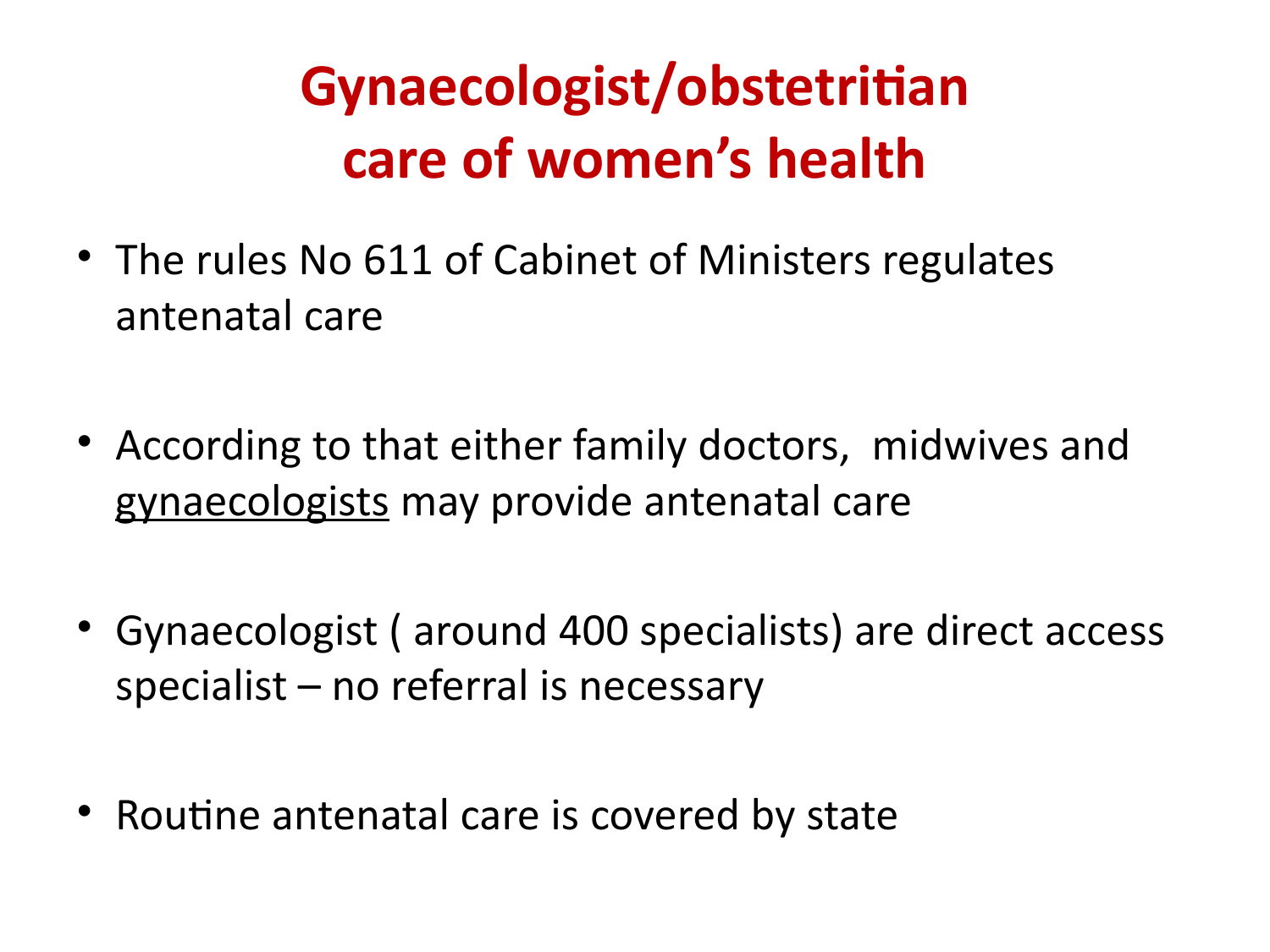# Gynaecologist/obstetritian care of women's health

- The rules No 611 of Cabinet of Ministers regulates antenatal care
- According to that either family doctors, midwives and <u>gynaecologists</u> may provide antenatal care
- Gynaecologist ( around 400 specialists) are direct access specialist – no referral is necessary
- Routine antenatal care is covered by state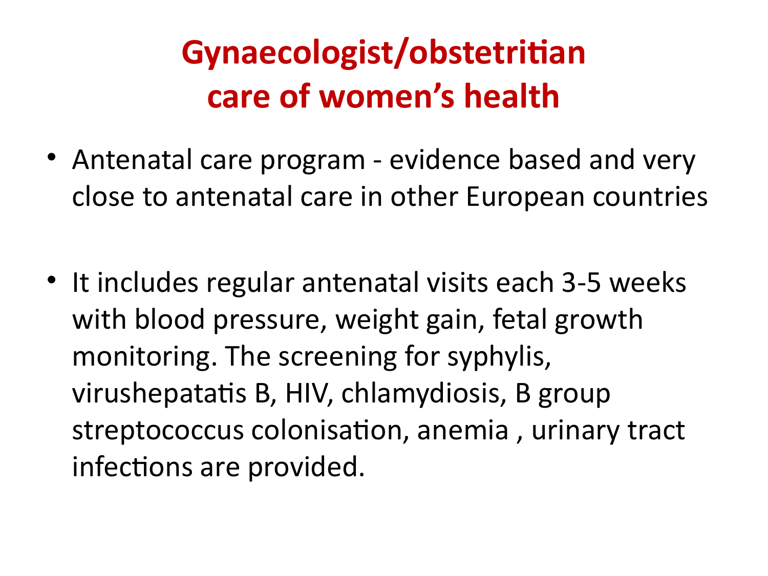# Gynaecologist/obstetritian care of women's health

- Antenatal care program - evidence based and very close to antenatal care in other European countries

- It includes regular antenatal visits each 3-5 weeks with blood pressure, weight gain, fetal growth monitoring. The screening for syphylis, virushepatatis B, HIV, chlamydiosis, B group streptococcus colonisation, anemia , urinary tract infections are provided.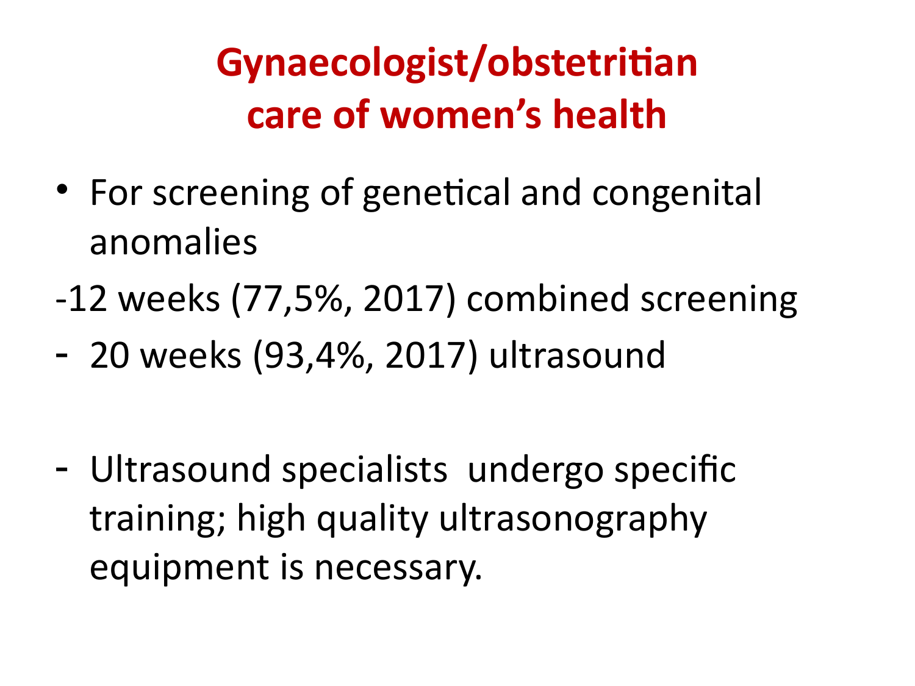# Gynaecologist/obstetritian care of women's health

- For screening of genetical and congenital anomalies

-12 weeks (77,5%, 2017) combined screening

- 20 weeks (93,4%, 2017) ultrasound

- Ultrasound specialists undergo specific training; high quality ultrasonography equipment is necessary.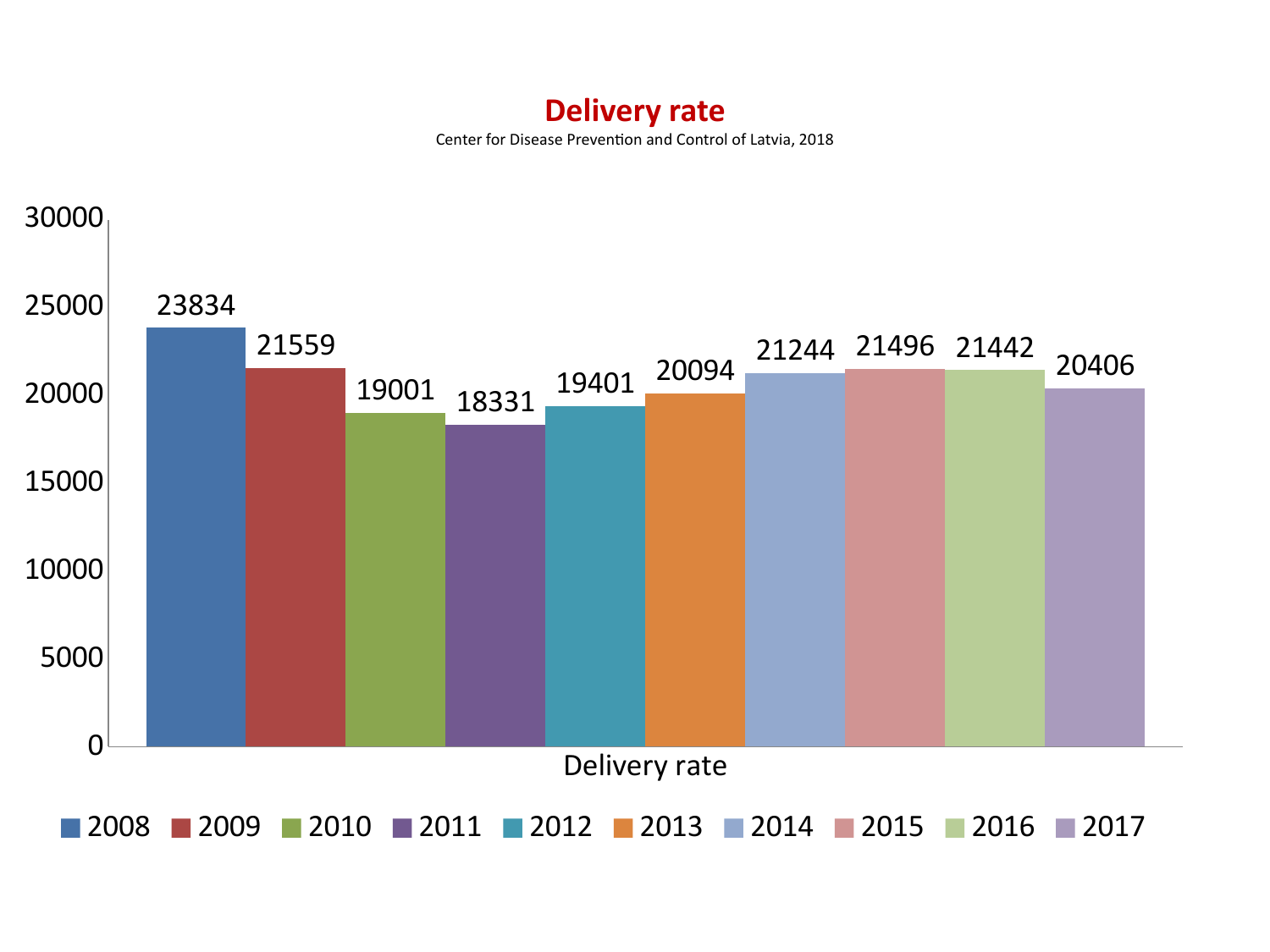# Delivery rate

Center for Disease Prevention and Control of Latvia, 2018

| Year | Delivery rate |
| --- | --- |
| 2008 | 23834 |
| 2009 | 21559 |
| 2010 | 19001 |
| 2011 | 18331 |
| 2012 | 19401 |
| 2013 | 20094 |
| 2014 | 21244 |
| 2015 | 21496 |
| 2016 | 21442 |
| 2017 | 20406 |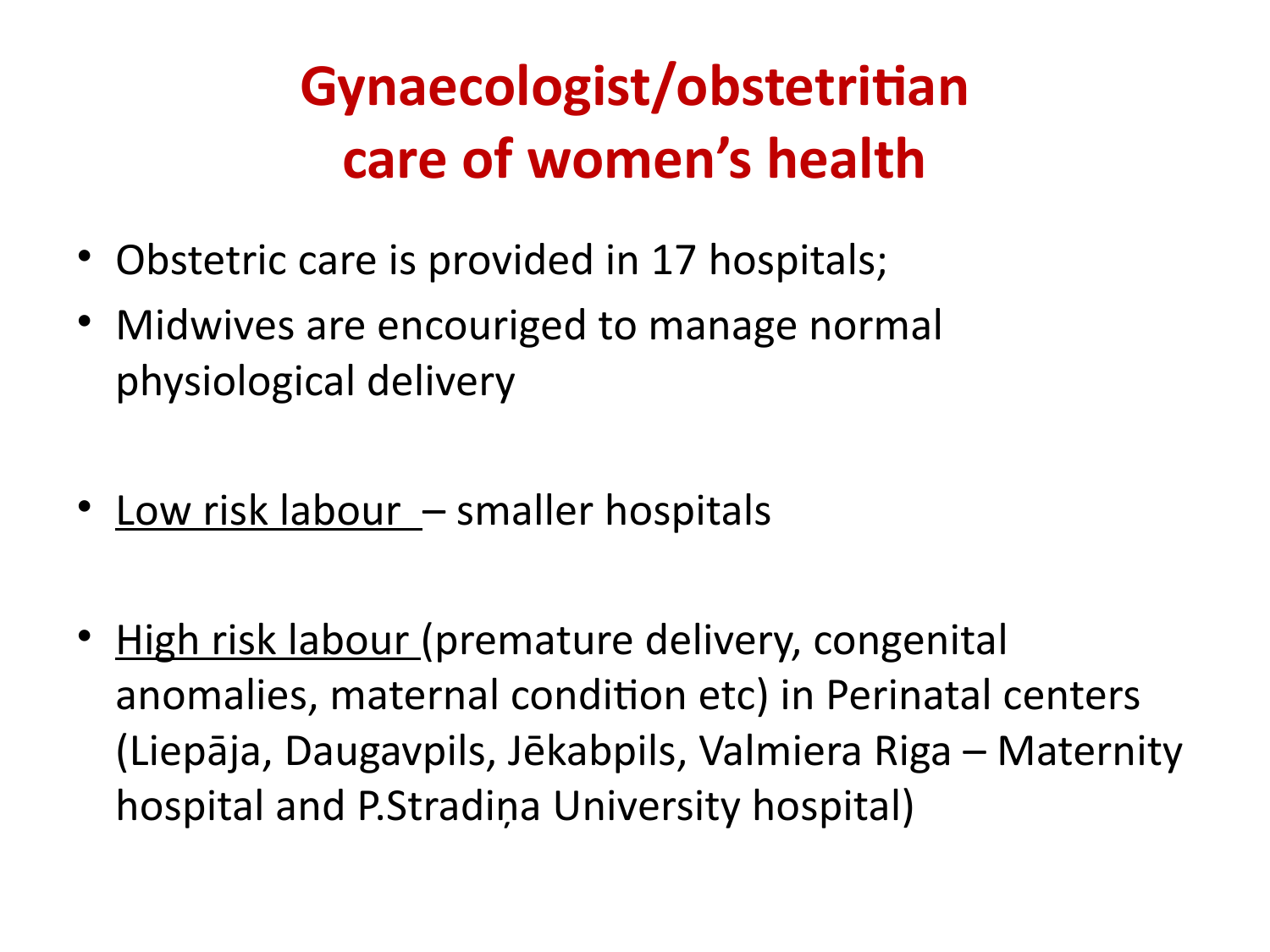# Gynaecologist/obstetritian care of women's health

- Obstetric care is provided in 17 hospitals;
- Midwives are encouriged to manage normal physiological delivery

- <u>Low risk labour</u> – smaller hospitals

- <u>High risk labour</u> (premature delivery, congenital anomalies, maternal condition etc) in Perinatal centers (Liepāja, Daugavpils, Jēkabpils, Valmiera Riga – Maternity hospital and P.Stradiņa University hospital)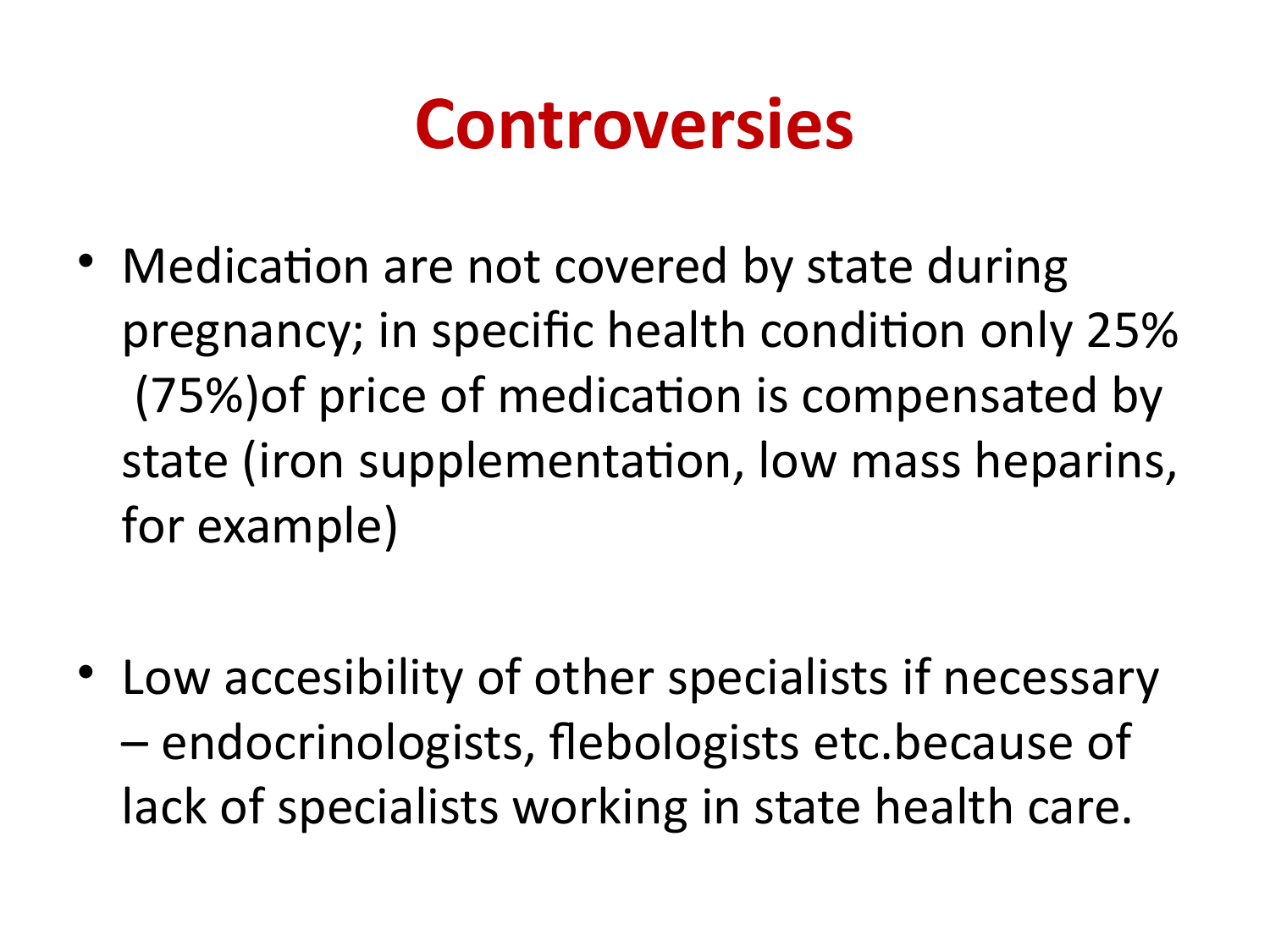# Controversies

- Medication are not covered by state during pregnancy; in specific health condition only 25% (75%)of price of medication is compensated by state (iron supplementation, low mass heparins, for example)

- Low accesibility of other specialists if necessary – endocrinologists, flebologists etc.because of lack of specialists working in state health care.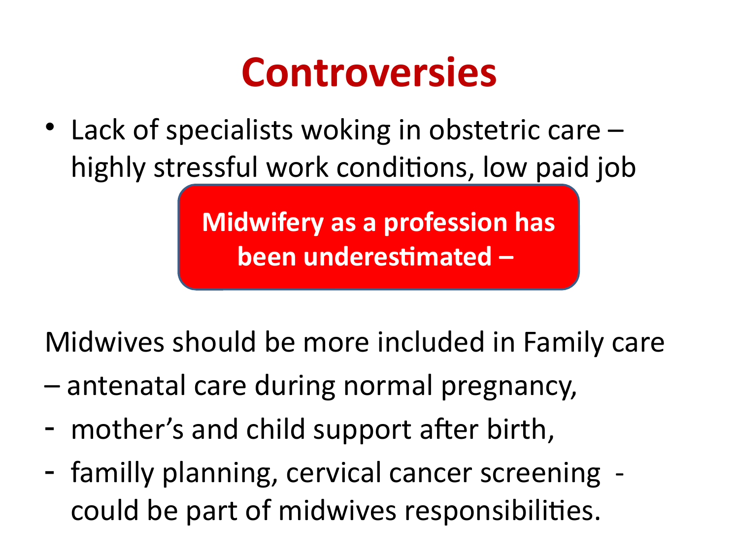# Controversies

- Lack of specialists woking in obstetric care – highly stressful work conditions, low paid job

**Midwifery as a profession has been underestimated –**

Midwives should be more included in Family care

– antenatal care during normal pregnancy,

- mother's and child support after birth,
- familly planning, cervical cancer screening - could be part of midwives responsibilities.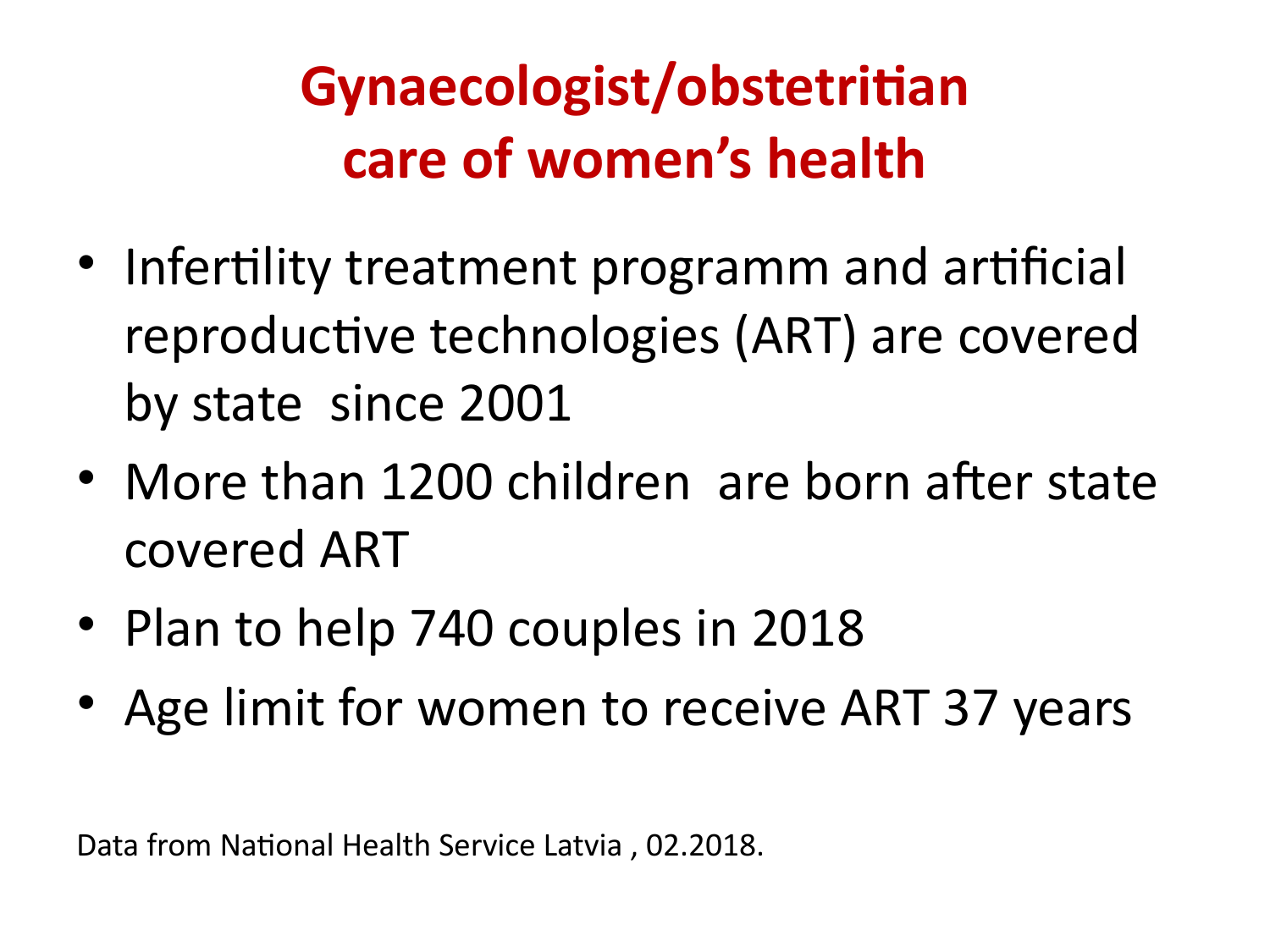# Gynaecologist/obstetritian care of women's health

- Infertility treatment programm and artificial reproductive technologies (ART) are covered by state  since 2001
- More than 1200 children  are born after state covered ART
- Plan to help 740 couples in 2018
- Age limit for women to receive ART 37 years

Data from National Health Service Latvia , 02.2018.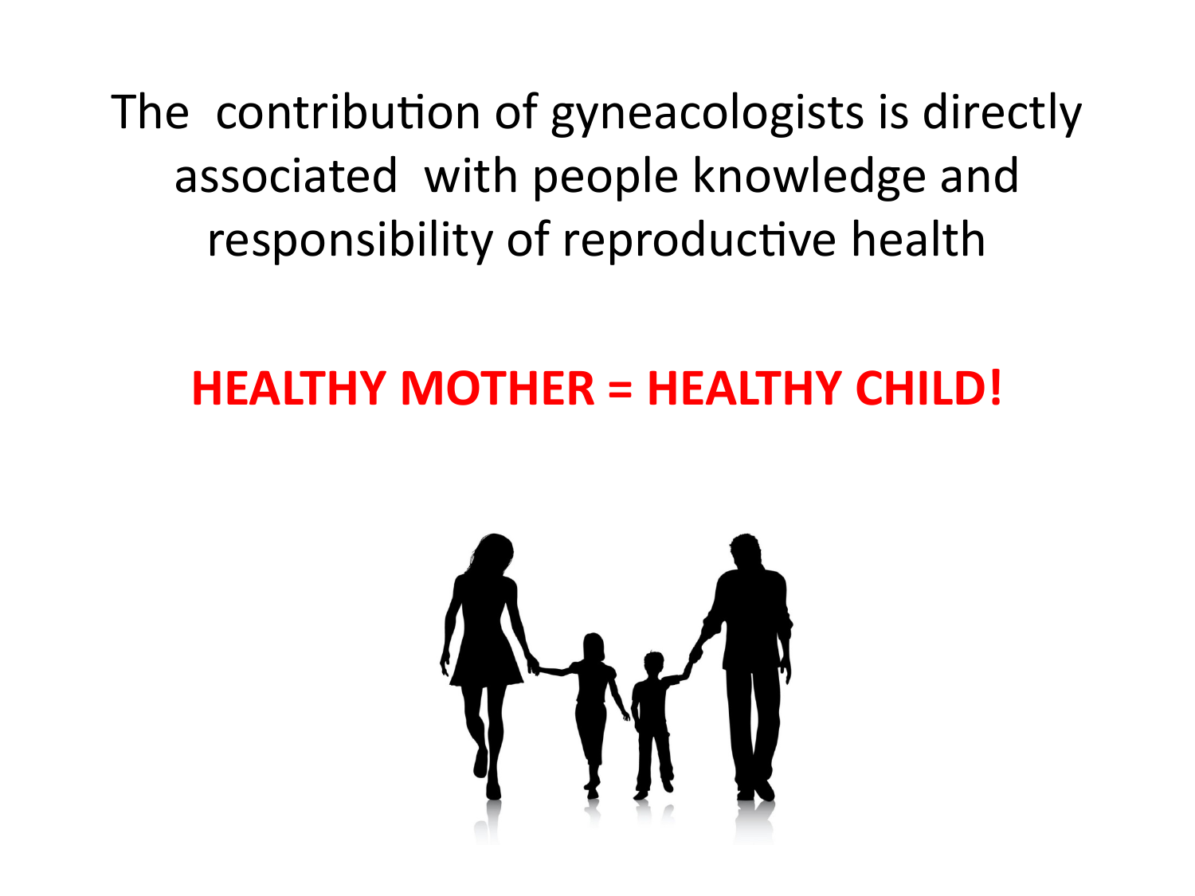The contribution of gyneacologists is directly associated with people knowledge and responsibility of reproductive health

**HEALTHY MOTHER = HEALTHY CHILD!**